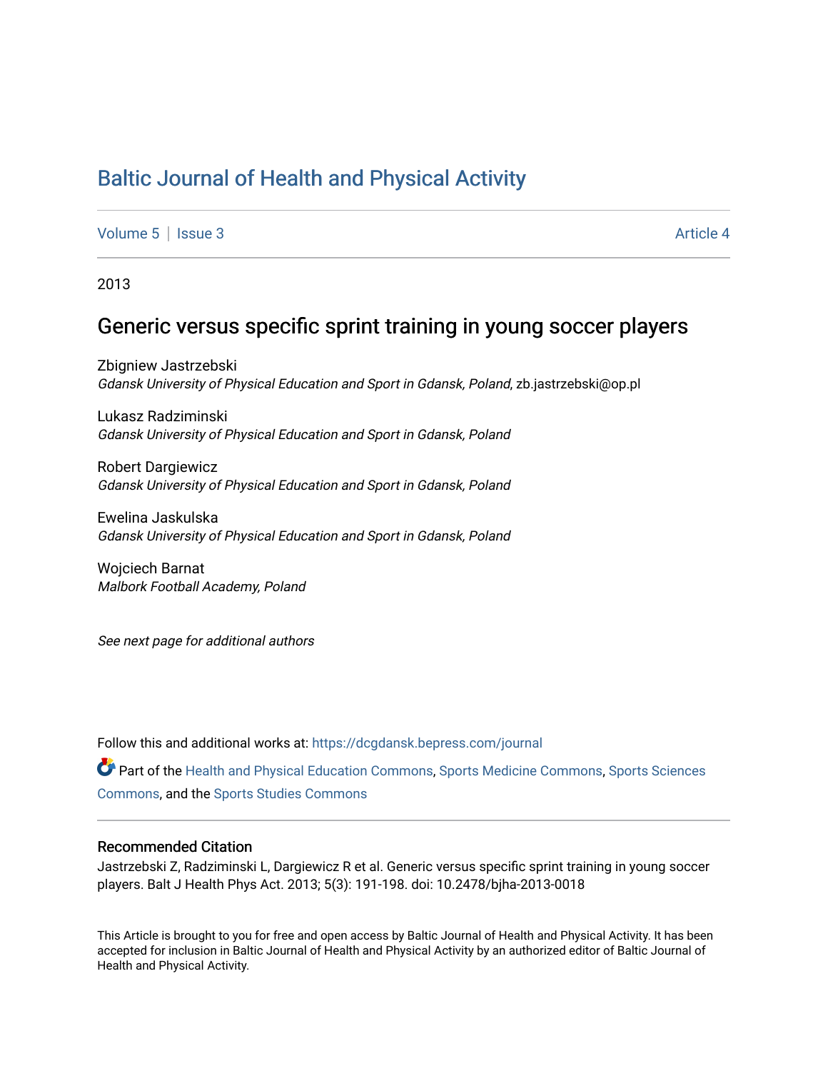# Baltic Journal of Health and Physical Activity

Volume 5 | Issue 3 Article 4

2013

## Generic versus specific sprint training in young soccer players

Zbigniew Jastrzebski
*Gdansk University of Physical Education and Sport in Gdansk, Poland*, zb.jastrzebski@op.pl

Lukasz Radziminski
*Gdansk University of Physical Education and Sport in Gdansk, Poland*

Robert Dargiewicz
*Gdansk University of Physical Education and Sport in Gdansk, Poland*

Ewelina Jaskulska
*Gdansk University of Physical Education and Sport in Gdansk, Poland*

Wojciech Barnat
*Malbork Football Academy, Poland*

*See next page for additional authors*

Follow this and additional works at: https://dcgdansk.bepress.com/journal

Part of the Health and Physical Education Commons, Sports Medicine Commons, Sports Sciences Commons, and the Sports Studies Commons

### Recommended Citation

Jastrzebski Z, Radziminski L, Dargiewicz R et al. Generic versus specific sprint training in young soccer players. Balt J Health Phys Act. 2013; 5(3): 191-198. doi: 10.2478/bjha-2013-0018

This Article is brought to you for free and open access by Baltic Journal of Health and Physical Activity. It has been accepted for inclusion in Baltic Journal of Health and Physical Activity by an authorized editor of Baltic Journal of Health and Physical Activity.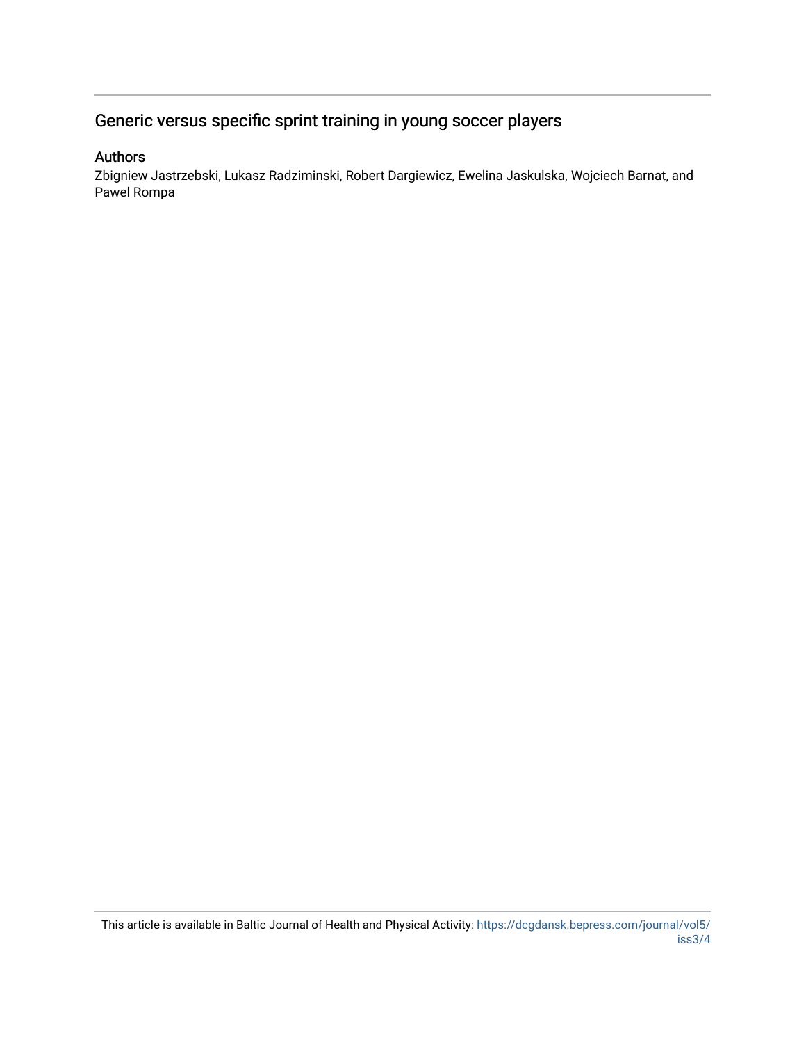# Generic versus specific sprint training in young soccer players

## Authors

Zbigniew Jastrzebski, Lukasz Radziminski, Robert Dargiewicz, Ewelina Jaskulska, Wojciech Barnat, and Pawel Rompa

This article is available in Baltic Journal of Health and Physical Activity: https://dcgdansk.bepress.com/journal/vol5/iss3/4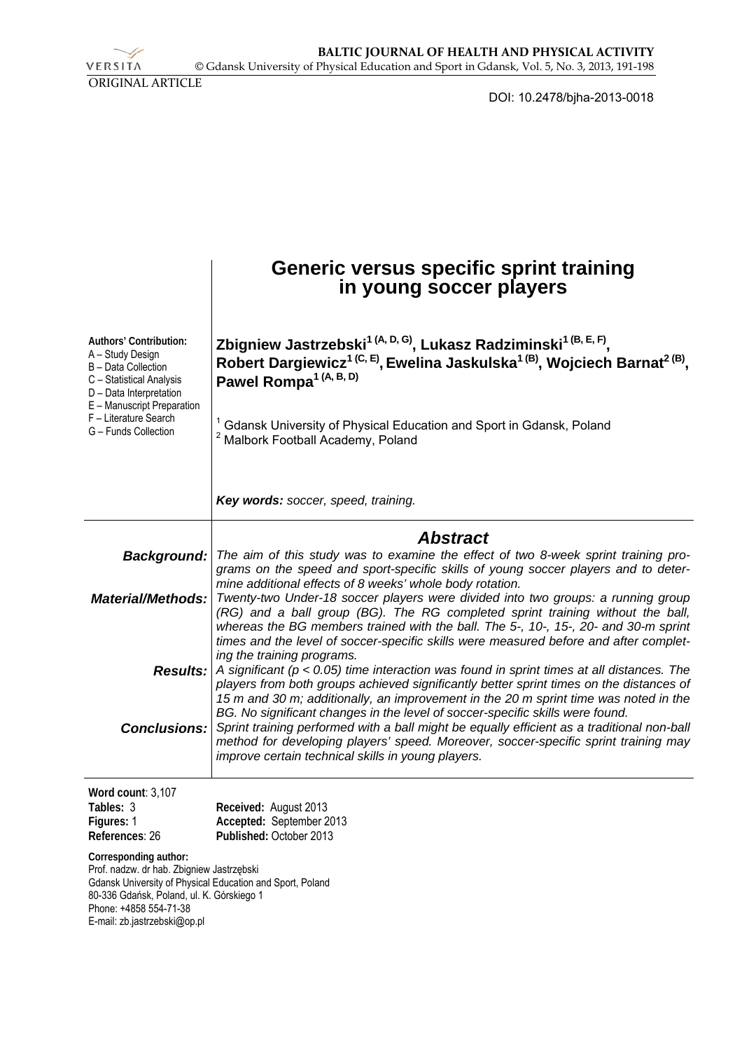ORIGINAL ARTICLE

DOI: 10.2478/bjha-2013-0018

# Generic versus specific sprint training in young soccer players

**Zbigniew Jastrzebski[1 (A, D, G)], Lukasz Radziminski[1 (B, E, F)], Robert Dargiewicz[1 (C, E)], Ewelina Jaskulska[1 (B)], Wojciech Barnat[2 (B)], Pawel Rompa[1 (A, B, D)]**

[1] Gdansk University of Physical Education and Sport in Gdansk, Poland
[2] Malbork Football Academy, Poland

**Authors' Contribution:**
A – Study Design
B – Data Collection
C – Statistical Analysis
D – Data Interpretation
E – Manuscript Preparation
F – Literature Search
G – Funds Collection

***Key words:*** *soccer, speed, training.*

## *Abstract*

***Background:*** *The aim of this study was to examine the effect of two 8-week sprint training programs on the speed and sport-specific skills of young soccer players and to determine additional effects of 8 weeks' whole body rotation.*

***Material/Methods:*** *Twenty-two Under-18 soccer players were divided into two groups: a running group (RG) and a ball group (BG). The RG completed sprint training without the ball, whereas the BG members trained with the ball. The 5-, 10-, 15-, 20- and 30-m sprint times and the level of soccer-specific skills were measured before and after completing the training programs.*

***Results:*** *A significant ($p < 0.05$) time interaction was found in sprint times at all distances. The players from both groups achieved significantly better sprint times on the distances of 15 m and 30 m; additionally, an improvement in the 20 m sprint time was noted in the BG. No significant changes in the level of soccer-specific skills were found.*

***Conclusions:*** *Sprint training performed with a ball might be equally efficient as a traditional non-ball method for developing players' speed. Moreover, soccer-specific sprint training may improve certain technical skills in young players.*

**Word count**: 3,107
**Tables:** 3
**Figures:** 1
**References**: 26

**Received:** August 2013
**Accepted:** September 2013
**Published:** October 2013

**Corresponding author:**
Prof. nadzw. dr hab. Zbigniew Jastrzębski
Gdansk University of Physical Education and Sport, Poland
80-336 Gdańsk, Poland, ul. K. Górskiego 1
Phone: +4858 554-71-38
E-mail: zb.jastrzebski@op.pl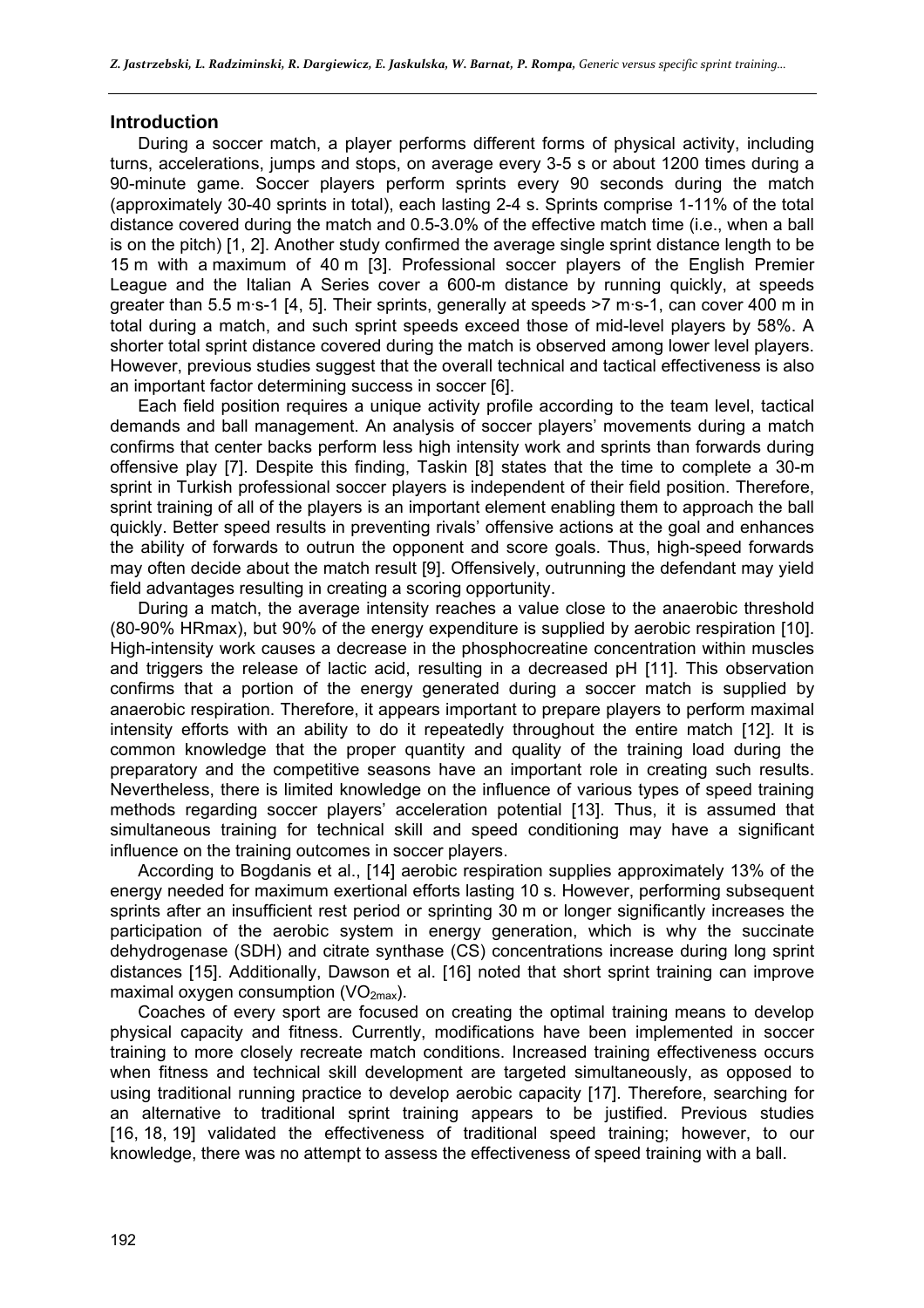## Introduction

During a soccer match, a player performs different forms of physical activity, including turns, accelerations, jumps and stops, on average every 3-5 s or about 1200 times during a 90-minute game. Soccer players perform sprints every 90 seconds during the match (approximately 30-40 sprints in total), each lasting 2-4 s. Sprints comprise 1-11% of the total distance covered during the match and 0.5-3.0% of the effective match time (i.e., when a ball is on the pitch) [1, 2]. Another study confirmed the average single sprint distance length to be 15 m with a maximum of 40 m [3]. Professional soccer players of the English Premier League and the Italian A Series cover a 600-m distance by running quickly, at speeds greater than 5.5 m·s-1 [4, 5]. Their sprints, generally at speeds >7 m·s-1, can cover 400 m in total during a match, and such sprint speeds exceed those of mid-level players by 58%. A shorter total sprint distance covered during the match is observed among lower level players. However, previous studies suggest that the overall technical and tactical effectiveness is also an important factor determining success in soccer [6].

Each field position requires a unique activity profile according to the team level, tactical demands and ball management. An analysis of soccer players' movements during a match confirms that center backs perform less high intensity work and sprints than forwards during offensive play [7]. Despite this finding, Taskin [8] states that the time to complete a 30-m sprint in Turkish professional soccer players is independent of their field position. Therefore, sprint training of all of the players is an important element enabling them to approach the ball quickly. Better speed results in preventing rivals' offensive actions at the goal and enhances the ability of forwards to outrun the opponent and score goals. Thus, high-speed forwards may often decide about the match result [9]. Offensively, outrunning the defendant may yield field advantages resulting in creating a scoring opportunity.

During a match, the average intensity reaches a value close to the anaerobic threshold (80-90% HRmax), but 90% of the energy expenditure is supplied by aerobic respiration [10]. High-intensity work causes a decrease in the phosphocreatine concentration within muscles and triggers the release of lactic acid, resulting in a decreased pH [11]. This observation confirms that a portion of the energy generated during a soccer match is supplied by anaerobic respiration. Therefore, it appears important to prepare players to perform maximal intensity efforts with an ability to do it repeatedly throughout the entire match [12]. It is common knowledge that the proper quantity and quality of the training load during the preparatory and the competitive seasons have an important role in creating such results. Nevertheless, there is limited knowledge on the influence of various types of speed training methods regarding soccer players' acceleration potential [13]. Thus, it is assumed that simultaneous training for technical skill and speed conditioning may have a significant influence on the training outcomes in soccer players.

According to Bogdanis et al., [14] aerobic respiration supplies approximately 13% of the energy needed for maximum exertional efforts lasting 10 s. However, performing subsequent sprints after an insufficient rest period or sprinting 30 m or longer significantly increases the participation of the aerobic system in energy generation, which is why the succinate dehydrogenase (SDH) and citrate synthase (CS) concentrations increase during long sprint distances [15]. Additionally, Dawson et al. [16] noted that short sprint training can improve maximal oxygen consumption ($VO_{2max}$).

Coaches of every sport are focused on creating the optimal training means to develop physical capacity and fitness. Currently, modifications have been implemented in soccer training to more closely recreate match conditions. Increased training effectiveness occurs when fitness and technical skill development are targeted simultaneously, as opposed to using traditional running practice to develop aerobic capacity [17]. Therefore, searching for an alternative to traditional sprint training appears to be justified. Previous studies [16, 18, 19] validated the effectiveness of traditional speed training; however, to our knowledge, there was no attempt to assess the effectiveness of speed training with a ball.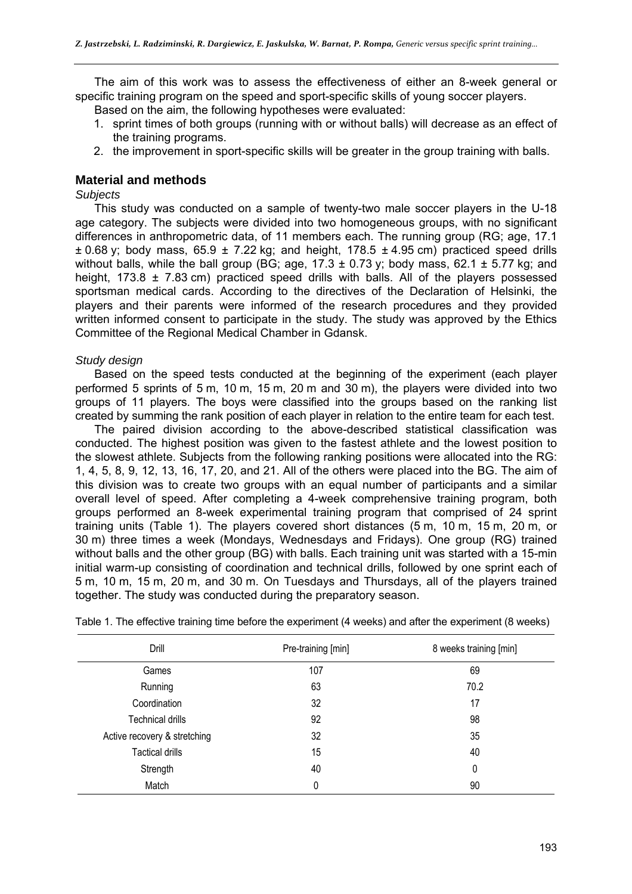The aim of this work was to assess the effectiveness of either an 8-week general or specific training program on the speed and sport-specific skills of young soccer players.

Based on the aim, the following hypotheses were evaluated:

1. sprint times of both groups (running with or without balls) will decrease as an effect of the training programs.
2. the improvement in sport-specific skills will be greater in the group training with balls.

## Material and methods

### *Subjects*

This study was conducted on a sample of twenty-two male soccer players in the U-18 age category. The subjects were divided into two homogeneous groups, with no significant differences in anthropometric data, of 11 members each. The running group (RG; age, 17.1 ± 0.68 y; body mass, 65.9 ± 7.22 kg; and height, 178.5 ± 4.95 cm) practiced speed drills without balls, while the ball group (BG; age, 17.3 ± 0.73 y; body mass, 62.1 ± 5.77 kg; and height, 173.8 ± 7.83 cm) practiced speed drills with balls. All of the players possessed sportsman medical cards. According to the directives of the Declaration of Helsinki, the players and their parents were informed of the research procedures and they provided written informed consent to participate in the study. The study was approved by the Ethics Committee of the Regional Medical Chamber in Gdansk.

### *Study design*

Based on the speed tests conducted at the beginning of the experiment (each player performed 5 sprints of 5 m, 10 m, 15 m, 20 m and 30 m), the players were divided into two groups of 11 players. The boys were classified into the groups based on the ranking list created by summing the rank position of each player in relation to the entire team for each test.

The paired division according to the above-described statistical classification was conducted. The highest position was given to the fastest athlete and the lowest position to the slowest athlete. Subjects from the following ranking positions were allocated into the RG: 1, 4, 5, 8, 9, 12, 13, 16, 17, 20, and 21. All of the others were placed into the BG. The aim of this division was to create two groups with an equal number of participants and a similar overall level of speed. After completing a 4-week comprehensive training program, both groups performed an 8-week experimental training program that comprised of 24 sprint training units (Table 1). The players covered short distances (5 m, 10 m, 15 m, 20 m, or 30 m) three times a week (Mondays, Wednesdays and Fridays). One group (RG) trained without balls and the other group (BG) with balls. Each training unit was started with a 15-min initial warm-up consisting of coordination and technical drills, followed by one sprint each of 5 m, 10 m, 15 m, 20 m, and 30 m. On Tuesdays and Thursdays, all of the players trained together. The study was conducted during the preparatory season.

Table 1. The effective training time before the experiment (4 weeks) and after the experiment (8 weeks)

| Drill | Pre-training [min] | 8 weeks training [min] |
|---|---|---|
| Games | 107 | 69 |
| Running | 63 | 70.2 |
| Coordination | 32 | 17 |
| Technical drills | 92 | 98 |
| Active recovery & stretching | 32 | 35 |
| Tactical drills | 15 | 40 |
| Strength | 40 | 0 |
| Match | 0 | 90 |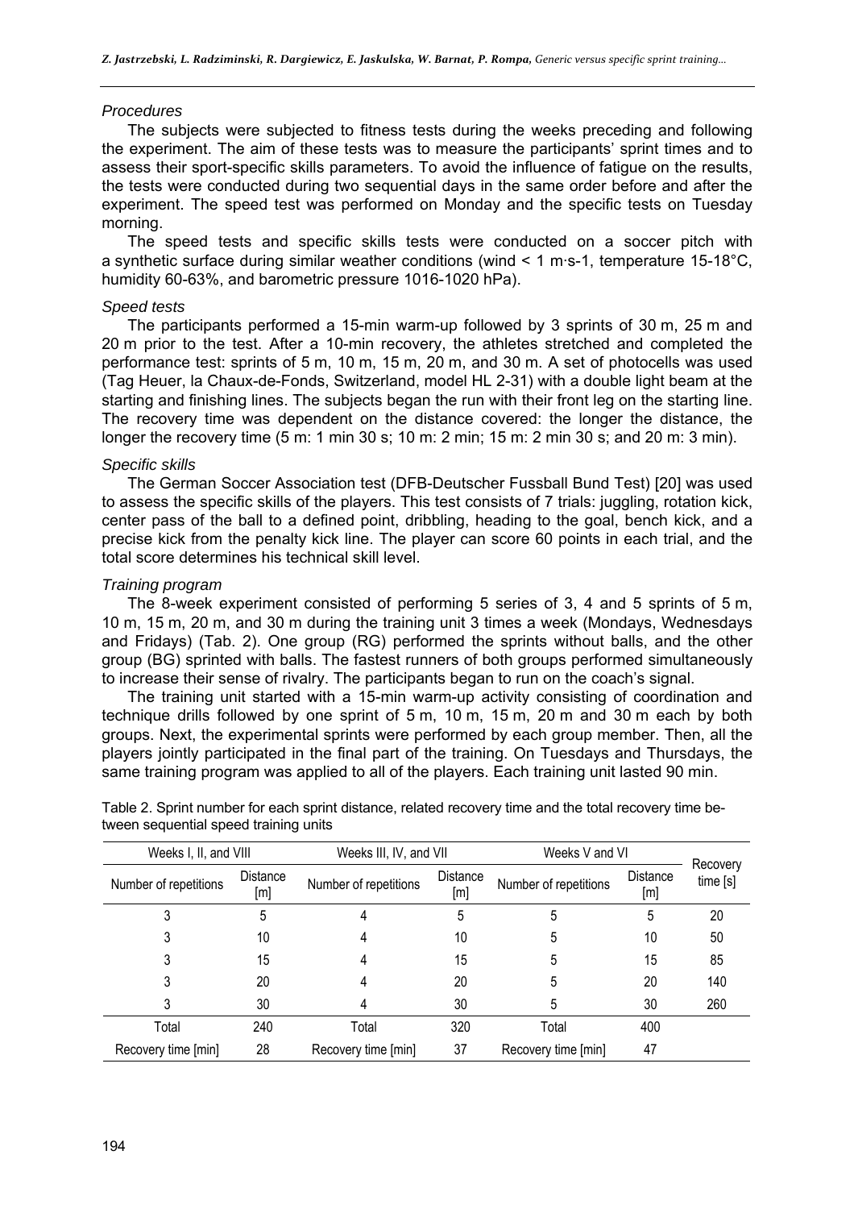*Procedures*

The subjects were subjected to fitness tests during the weeks preceding and following the experiment. The aim of these tests was to measure the participants' sprint times and to assess their sport-specific skills parameters. To avoid the influence of fatigue on the results, the tests were conducted during two sequential days in the same order before and after the experiment. The speed test was performed on Monday and the specific tests on Tuesday morning.

The speed tests and specific skills tests were conducted on a soccer pitch with a synthetic surface during similar weather conditions (wind < 1 m·s-1, temperature 15-18°C, humidity 60-63%, and barometric pressure 1016-1020 hPa).

*Speed tests*

The participants performed a 15-min warm-up followed by 3 sprints of 30 m, 25 m and 20 m prior to the test. After a 10-min recovery, the athletes stretched and completed the performance test: sprints of 5 m, 10 m, 15 m, 20 m, and 30 m. A set of photocells was used (Tag Heuer, la Chaux-de-Fonds, Switzerland, model HL 2-31) with a double light beam at the starting and finishing lines. The subjects began the run with their front leg on the starting line. The recovery time was dependent on the distance covered: the longer the distance, the longer the recovery time (5 m: 1 min 30 s; 10 m: 2 min; 15 m: 2 min 30 s; and 20 m: 3 min).

*Specific skills*

The German Soccer Association test (DFB-Deutscher Fussball Bund Test) [20] was used to assess the specific skills of the players. This test consists of 7 trials: juggling, rotation kick, center pass of the ball to a defined point, dribbling, heading to the goal, bench kick, and a precise kick from the penalty kick line. The player can score 60 points in each trial, and the total score determines his technical skill level.

*Training program*

The 8-week experiment consisted of performing 5 series of 3, 4 and 5 sprints of 5 m, 10 m, 15 m, 20 m, and 30 m during the training unit 3 times a week (Mondays, Wednesdays and Fridays) (Tab. 2). One group (RG) performed the sprints without balls, and the other group (BG) sprinted with balls. The fastest runners of both groups performed simultaneously to increase their sense of rivalry. The participants began to run on the coach's signal.

The training unit started with a 15-min warm-up activity consisting of coordination and technique drills followed by one sprint of 5 m, 10 m, 15 m, 20 m and 30 m each by both groups. Next, the experimental sprints were performed by each group member. Then, all the players jointly participated in the final part of the training. On Tuesdays and Thursdays, the same training program was applied to all of the players. Each training unit lasted 90 min.

Table 2. Sprint number for each sprint distance, related recovery time and the total recovery time between sequential speed training units

| Weeks I, II, and VIII | | Weeks III, IV, and VII | | Weeks V and VI | | Recovery time [s] |
|---|---|---|---|---|---|---|
| Number of repetitions | Distance [m] | Number of repetitions | Distance [m] | Number of repetitions | Distance [m] | |
| 3 | 5 | 4 | 5 | 5 | 5 | 20 |
| 3 | 10 | 4 | 10 | 5 | 10 | 50 |
| 3 | 15 | 4 | 15 | 5 | 15 | 85 |
| 3 | 20 | 4 | 20 | 5 | 20 | 140 |
| 3 | 30 | 4 | 30 | 5 | 30 | 260 |
| Total | 240 | Total | 320 | Total | 400 | |
| Recovery time [min] | 28 | Recovery time [min] | 37 | Recovery time [min] | 47 | |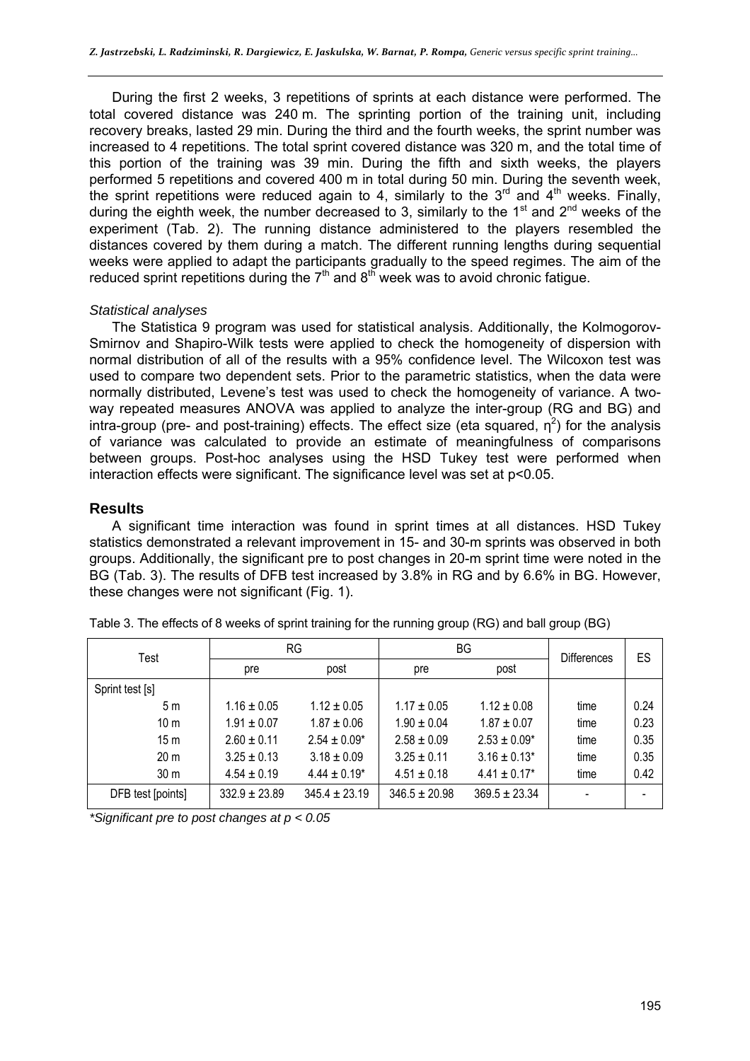During the first 2 weeks, 3 repetitions of sprints at each distance were performed. The total covered distance was 240 m. The sprinting portion of the training unit, including recovery breaks, lasted 29 min. During the third and the fourth weeks, the sprint number was increased to 4 repetitions. The total sprint covered distance was 320 m, and the total time of this portion of the training was 39 min. During the fifth and sixth weeks, the players performed 5 repetitions and covered 400 m in total during 50 min. During the seventh week, the sprint repetitions were reduced again to 4, similarly to the $3^{rd}$ and $4^{th}$ weeks. Finally, during the eighth week, the number decreased to 3, similarly to the $1^{st}$ and $2^{nd}$ weeks of the experiment (Tab. 2). The running distance administered to the players resembled the distances covered by them during a match. The different running lengths during sequential weeks were applied to adapt the participants gradually to the speed regimes. The aim of the reduced sprint repetitions during the $7^{th}$ and $8^{th}$ week was to avoid chronic fatigue.

### *Statistical analyses*

The Statistica 9 program was used for statistical analysis. Additionally, the Kolmogorov-Smirnov and Shapiro-Wilk tests were applied to check the homogeneity of dispersion with normal distribution of all of the results with a 95% confidence level. The Wilcoxon test was used to compare two dependent sets. Prior to the parametric statistics, when the data were normally distributed, Levene's test was used to check the homogeneity of variance. A two-way repeated measures ANOVA was applied to analyze the inter-group (RG and BG) and intra-group (pre- and post-training) effects. The effect size (eta squared, $\eta^2$) for the analysis of variance was calculated to provide an estimate of meaningfulness of comparisons between groups. Post-hoc analyses using the HSD Tukey test were performed when interaction effects were significant. The significance level was set at $p<0.05$.

## Results

A significant time interaction was found in sprint times at all distances. HSD Tukey statistics demonstrated a relevant improvement in 15- and 30-m sprints was observed in both groups. Additionally, the significant pre to post changes in 20-m sprint time were noted in the BG (Tab. 3). The results of DFB test increased by 3.8% in RG and by 6.6% in BG. However, these changes were not significant (Fig. 1).

Table 3. The effects of 8 weeks of sprint training for the running group (RG) and ball group (BG)

| Test | RG | | BG | | Differences | ES |
|---|---|---|---|---|---|---|
| | pre | post | pre | post | | |
| Sprint test [s] | | | | | | |
| 5 m | 1.16 ± 0.05 | 1.12 ± 0.05 | 1.17 ± 0.05 | 1.12 ± 0.08 | time | 0.24 |
| 10 m | 1.91 ± 0.07 | 1.87 ± 0.06 | 1.90 ± 0.04 | 1.87 ± 0.07 | time | 0.23 |
| 15 m | 2.60 ± 0.11 | 2.54 ± 0.09* | 2.58 ± 0.09 | 2.53 ± 0.09* | time | 0.35 |
| 20 m | 3.25 ± 0.13 | 3.18 ± 0.09 | 3.25 ± 0.11 | 3.16 ± 0.13* | time | 0.35 |
| 30 m | 4.54 ± 0.19 | 4.44 ± 0.19* | 4.51 ± 0.18 | 4.41 ± 0.17* | time | 0.42 |
| DFB test [points] | 332.9 ± 23.89 | 345.4 ± 23.19 | 346.5 ± 20.98 | 369.5 ± 23.34 | - | - |

**Significant pre to post changes at $p < 0.05$*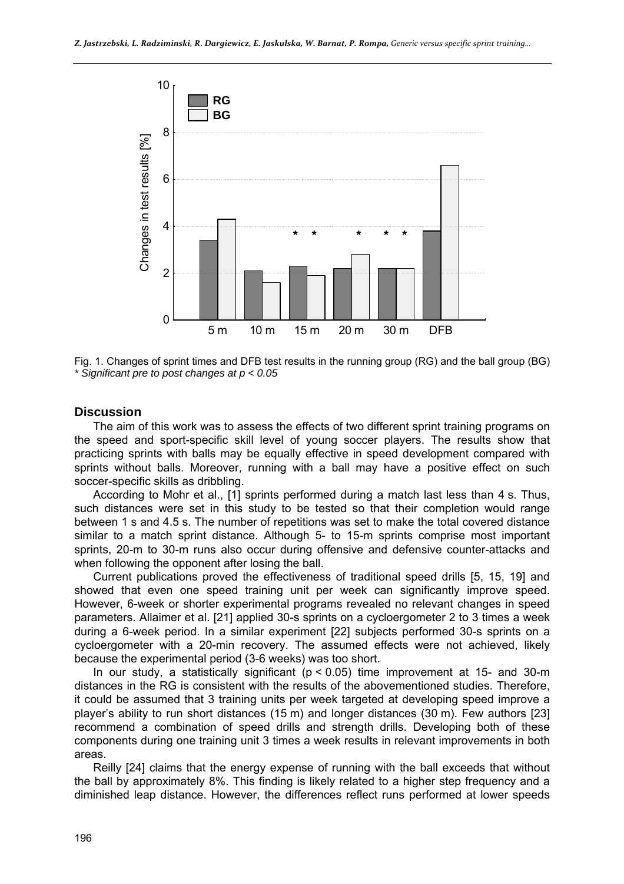Fig. 1. Changes of sprint times and DFB test results in the running group (RG) and the ball group (BG)
*\* Significant pre to post changes at $p < 0.05$*

## Discussion

The aim of this work was to assess the effects of two different sprint training programs on the speed and sport-specific skill level of young soccer players. The results show that practicing sprints with balls may be equally effective in speed development compared with sprints without balls. Moreover, running with a ball may have a positive effect on such soccer-specific skills as dribbling.

According to Mohr et al., [1] sprints performed during a match last less than 4 s. Thus, such distances were set in this study to be tested so that their completion would range between 1 s and 4.5 s. The number of repetitions was set to make the total covered distance similar to a match sprint distance. Although 5- to 15-m sprints comprise most important sprints, 20-m to 30-m runs also occur during offensive and defensive counter-attacks and when following the opponent after losing the ball.

Current publications proved the effectiveness of traditional speed drills [5, 15, 19] and showed that even one speed training unit per week can significantly improve speed. However, 6-week or shorter experimental programs revealed no relevant changes in speed parameters. Allaimer et al. [21] applied 30-s sprints on a cycloergometer 2 to 3 times a week during a 6-week period. In a similar experiment [22] subjects performed 30-s sprints on a cycloergometer with a 20-min recovery. The assumed effects were not achieved, likely because the experimental period (3-6 weeks) was too short.

In our study, a statistically significant ($p < 0.05$) time improvement at 15- and 30-m distances in the RG is consistent with the results of the abovementioned studies. Therefore, it could be assumed that 3 training units per week targeted at developing speed improve a player's ability to run short distances (15 m) and longer distances (30 m). Few authors [23] recommend a combination of speed drills and strength drills. Developing both of these components during one training unit 3 times a week results in relevant improvements in both areas.

Reilly [24] claims that the energy expense of running with the ball exceeds that without the ball by approximately 8%. This finding is likely related to a higher step frequency and a diminished leap distance. However, the differences reflect runs performed at lower speeds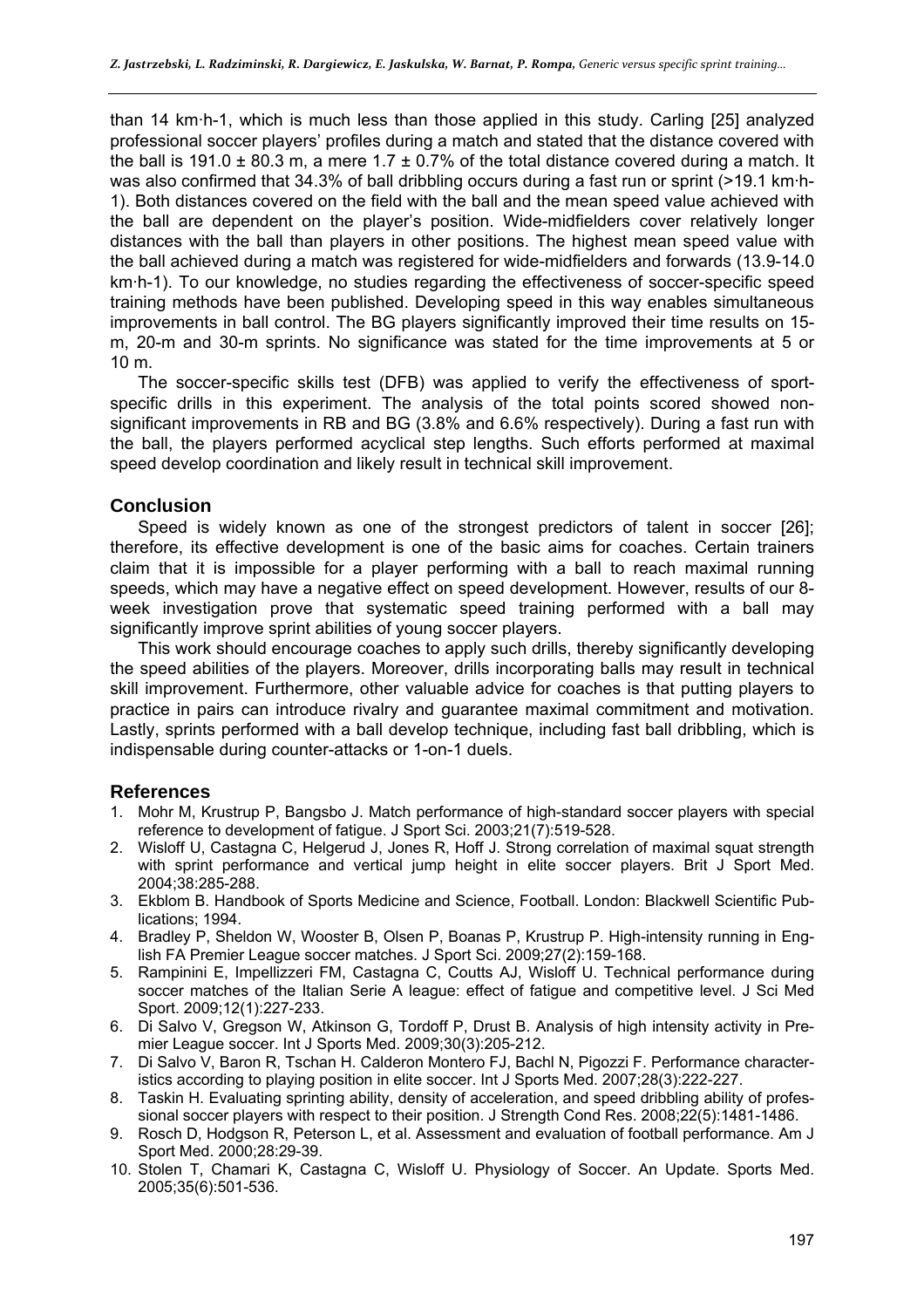than 14 km·h-1, which is much less than those applied in this study. Carling [25] analyzed professional soccer players' profiles during a match and stated that the distance covered with the ball is 191.0 ± 80.3 m, a mere 1.7 ± 0.7% of the total distance covered during a match. It was also confirmed that 34.3% of ball dribbling occurs during a fast run or sprint (>19.1 km·h-1). Both distances covered on the field with the ball and the mean speed value achieved with the ball are dependent on the player's position. Wide-midfielders cover relatively longer distances with the ball than players in other positions. The highest mean speed value with the ball achieved during a match was registered for wide-midfielders and forwards (13.9-14.0 km·h-1). To our knowledge, no studies regarding the effectiveness of soccer-specific speed training methods have been published. Developing speed in this way enables simultaneous improvements in ball control. The BG players significantly improved their time results on 15-m, 20-m and 30-m sprints. No significance was stated for the time improvements at 5 or 10 m.

The soccer-specific skills test (DFB) was applied to verify the effectiveness of sport-specific drills in this experiment. The analysis of the total points scored showed non-significant improvements in RB and BG (3.8% and 6.6% respectively). During a fast run with the ball, the players performed acyclical step lengths. Such efforts performed at maximal speed develop coordination and likely result in technical skill improvement.

## Conclusion

Speed is widely known as one of the strongest predictors of talent in soccer [26]; therefore, its effective development is one of the basic aims for coaches. Certain trainers claim that it is impossible for a player performing with a ball to reach maximal running speeds, which may have a negative effect on speed development. However, results of our 8-week investigation prove that systematic speed training performed with a ball may significantly improve sprint abilities of young soccer players.

This work should encourage coaches to apply such drills, thereby significantly developing the speed abilities of the players. Moreover, drills incorporating balls may result in technical skill improvement. Furthermore, other valuable advice for coaches is that putting players to practice in pairs can introduce rivalry and guarantee maximal commitment and motivation. Lastly, sprints performed with a ball develop technique, including fast ball dribbling, which is indispensable during counter-attacks or 1-on-1 duels.

## References

1. Mohr M, Krustrup P, Bangsbo J. Match performance of high-standard soccer players with special reference to development of fatigue. J Sport Sci. 2003;21(7):519-528.
2. Wisloff U, Castagna C, Helgerud J, Jones R, Hoff J. Strong correlation of maximal squat strength with sprint performance and vertical jump height in elite soccer players. Brit J Sport Med. 2004;38:285-288.
3. Ekblom B. Handbook of Sports Medicine and Science, Football. London: Blackwell Scientific Publications; 1994.
4. Bradley P, Sheldon W, Wooster B, Olsen P, Boanas P, Krustrup P. High-intensity running in English FA Premier League soccer matches. J Sport Sci. 2009;27(2):159-168.
5. Rampinini E, Impellizzeri FM, Castagna C, Coutts AJ, Wisloff U. Technical performance during soccer matches of the Italian Serie A league: effect of fatigue and competitive level. J Sci Med Sport. 2009;12(1):227-233.
6. Di Salvo V, Gregson W, Atkinson G, Tordoff P, Drust B. Analysis of high intensity activity in Premier League soccer. Int J Sports Med. 2009;30(3):205-212.
7. Di Salvo V, Baron R, Tschan H. Calderon Montero FJ, Bachl N, Pigozzi F. Performance characteristics according to playing position in elite soccer. Int J Sports Med. 2007;28(3):222-227.
8. Taskin H. Evaluating sprinting ability, density of acceleration, and speed dribbling ability of professional soccer players with respect to their position. J Strength Cond Res. 2008;22(5):1481-1486.
9. Rosch D, Hodgson R, Peterson L, et al. Assessment and evaluation of football performance. Am J Sport Med. 2000;28:29-39.
10. Stolen T, Chamari K, Castagna C, Wisloff U. Physiology of Soccer. An Update. Sports Med. 2005;35(6):501-536.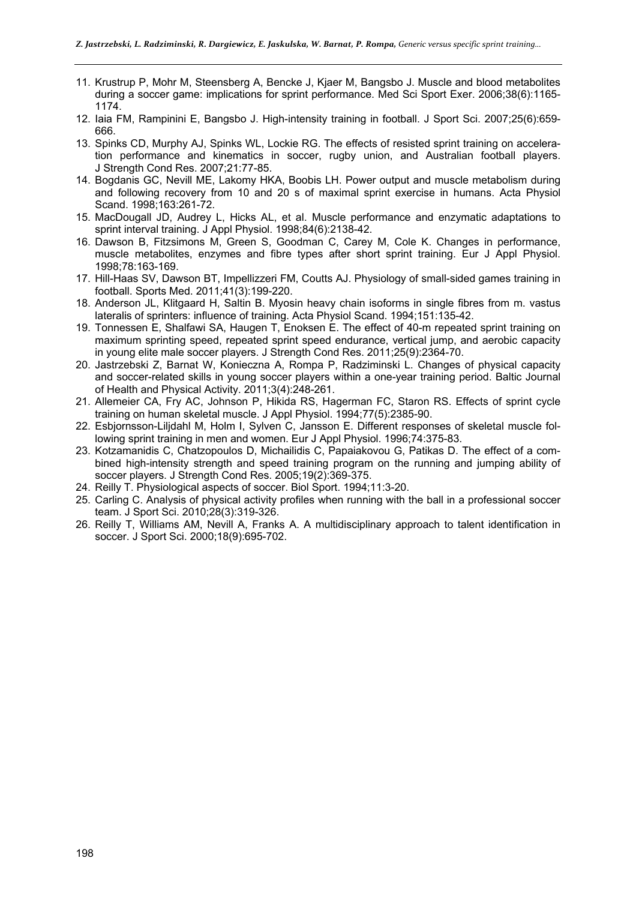11. Krustrup P, Mohr M, Steensberg A, Bencke J, Kjaer M, Bangsbo J. Muscle and blood metabolites during a soccer game: implications for sprint performance. Med Sci Sport Exer. 2006;38(6):1165-1174.
12. Iaia FM, Rampinini E, Bangsbo J. High-intensity training in football. J Sport Sci. 2007;25(6):659-666.
13. Spinks CD, Murphy AJ, Spinks WL, Lockie RG. The effects of resisted sprint training on acceleration performance and kinematics in soccer, rugby union, and Australian football players. J Strength Cond Res. 2007;21:77-85.
14. Bogdanis GC, Nevill ME, Lakomy HKA, Boobis LH. Power output and muscle metabolism during and following recovery from 10 and 20 s of maximal sprint exercise in humans. Acta Physiol Scand. 1998;163:261-72.
15. MacDougall JD, Audrey L, Hicks AL, et al. Muscle performance and enzymatic adaptations to sprint interval training. J Appl Physiol. 1998;84(6):2138-42.
16. Dawson B, Fitzsimons M, Green S, Goodman C, Carey M, Cole K. Changes in performance, muscle metabolites, enzymes and fibre types after short sprint training. Eur J Appl Physiol. 1998;78:163-169.
17. Hill-Haas SV, Dawson BT, Impellizzeri FM, Coutts AJ. Physiology of small-sided games training in football. Sports Med. 2011;41(3):199-220.
18. Anderson JL, Klitgaard H, Saltin B. Myosin heavy chain isoforms in single fibres from m. vastus lateralis of sprinters: influence of training. Acta Physiol Scand. 1994;151:135-42.
19. Tonnessen E, Shalfawi SA, Haugen T, Enoksen E. The effect of 40-m repeated sprint training on maximum sprinting speed, repeated sprint speed endurance, vertical jump, and aerobic capacity in young elite male soccer players. J Strength Cond Res. 2011;25(9):2364-70.
20. Jastrzebski Z, Barnat W, Konieczna A, Rompa P, Radziminski L. Changes of physical capacity and soccer-related skills in young soccer players within a one-year training period. Baltic Journal of Health and Physical Activity. 2011;3(4):248-261.
21. Allemeier CA, Fry AC, Johnson P, Hikida RS, Hagerman FC, Staron RS. Effects of sprint cycle training on human skeletal muscle. J Appl Physiol. 1994;77(5):2385-90.
22. Esbjornsson-Liljdahl M, Holm I, Sylven C, Jansson E. Different responses of skeletal muscle following sprint training in men and women. Eur J Appl Physiol. 1996;74:375-83.
23. Kotzamanidis C, Chatzopoulos D, Michailidis C, Papaiakovou G, Patikas D. The effect of a combined high-intensity strength and speed training program on the running and jumping ability of soccer players. J Strength Cond Res. 2005;19(2):369-375.
24. Reilly T. Physiological aspects of soccer. Biol Sport. 1994;11:3-20.
25. Carling C. Analysis of physical activity profiles when running with the ball in a professional soccer team. J Sport Sci. 2010;28(3):319-326.
26. Reilly T, Williams AM, Nevill A, Franks A. A multidisciplinary approach to talent identification in soccer. J Sport Sci. 2000;18(9):695-702.